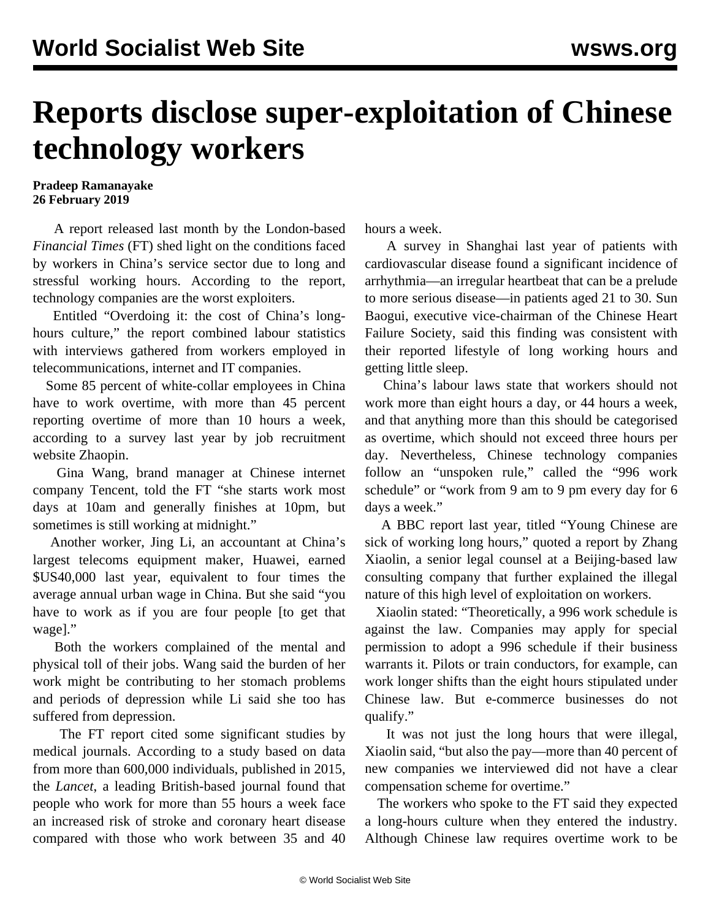# Reports disclose super-exploitation of Chinese technology workers

**Pradeep Ramanayake**
**26 February 2019**

A report released last month by the London-based *Financial Times* (FT) shed light on the conditions faced by workers in China's service sector due to long and stressful working hours. According to the report, technology companies are the worst exploiters.

Entitled "Overdoing it: the cost of China's long-hours culture," the report combined labour statistics with interviews gathered from workers employed in telecommunications, internet and IT companies.

Some 85 percent of white-collar employees in China have to work overtime, with more than 45 percent reporting overtime of more than 10 hours a week, according to a survey last year by job recruitment website Zhaopin.

Gina Wang, brand manager at Chinese internet company Tencent, told the FT "she starts work most days at 10am and generally finishes at 10pm, but sometimes is still working at midnight."

Another worker, Jing Li, an accountant at China's largest telecoms equipment maker, Huawei, earned $US40,000 last year, equivalent to four times the average annual urban wage in China. But she said "you have to work as if you are four people [to get that wage]."

Both the workers complained of the mental and physical toll of their jobs. Wang said the burden of her work might be contributing to her stomach problems and periods of depression while Li said she too has suffered from depression.

The FT report cited some significant studies by medical journals. According to a study based on data from more than 600,000 individuals, published in 2015, the *Lancet*, a leading British-based journal found that people who work for more than 55 hours a week face an increased risk of stroke and coronary heart disease compared with those who work between 35 and 40 hours a week.

A survey in Shanghai last year of patients with cardiovascular disease found a significant incidence of arrhythmia—an irregular heartbeat that can be a prelude to more serious disease—in patients aged 21 to 30. Sun Baogui, executive vice-chairman of the Chinese Heart Failure Society, said this finding was consistent with their reported lifestyle of long working hours and getting little sleep.

China's labour laws state that workers should not work more than eight hours a day, or 44 hours a week, and that anything more than this should be categorised as overtime, which should not exceed three hours per day. Nevertheless, Chinese technology companies follow an "unspoken rule," called the "996 work schedule" or "work from 9 am to 9 pm every day for 6 days a week."

A BBC report last year, titled "Young Chinese are sick of working long hours," quoted a report by Zhang Xiaolin, a senior legal counsel at a Beijing-based law consulting company that further explained the illegal nature of this high level of exploitation on workers.

Xiaolin stated: "Theoretically, a 996 work schedule is against the law. Companies may apply for special permission to adopt a 996 schedule if their business warrants it. Pilots or train conductors, for example, can work longer shifts than the eight hours stipulated under Chinese law. But e-commerce businesses do not qualify."

It was not just the long hours that were illegal, Xiaolin said, "but also the pay—more than 40 percent of new companies we interviewed did not have a clear compensation scheme for overtime."

The workers who spoke to the FT said they expected a long-hours culture when they entered the industry. Although Chinese law requires overtime work to be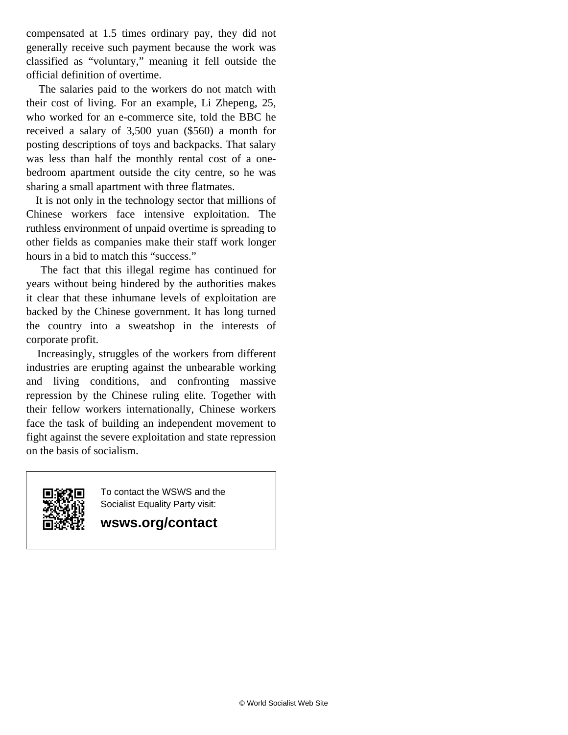compensated at 1.5 times ordinary pay, they did not generally receive such payment because the work was classified as "voluntary," meaning it fell outside the official definition of overtime.

The salaries paid to the workers do not match with their cost of living. For an example, Li Zhepeng, 25, who worked for an e-commerce site, told the BBC he received a salary of 3,500 yuan ($560) a month for posting descriptions of toys and backpacks. That salary was less than half the monthly rental cost of a one-bedroom apartment outside the city centre, so he was sharing a small apartment with three flatmates.

It is not only in the technology sector that millions of Chinese workers face intensive exploitation. The ruthless environment of unpaid overtime is spreading to other fields as companies make their staff work longer hours in a bid to match this "success."

The fact that this illegal regime has continued for years without being hindered by the authorities makes it clear that these inhumane levels of exploitation are backed by the Chinese government. It has long turned the country into a sweatshop in the interests of corporate profit.

Increasingly, struggles of the workers from different industries are erupting against the unbearable working and living conditions, and confronting massive repression by the Chinese ruling elite. Together with their fellow workers internationally, Chinese workers face the task of building an independent movement to fight against the severe exploitation and state repression on the basis of socialism.

To contact the WSWS and the Socialist Equality Party visit:

**wsws.org/contact**